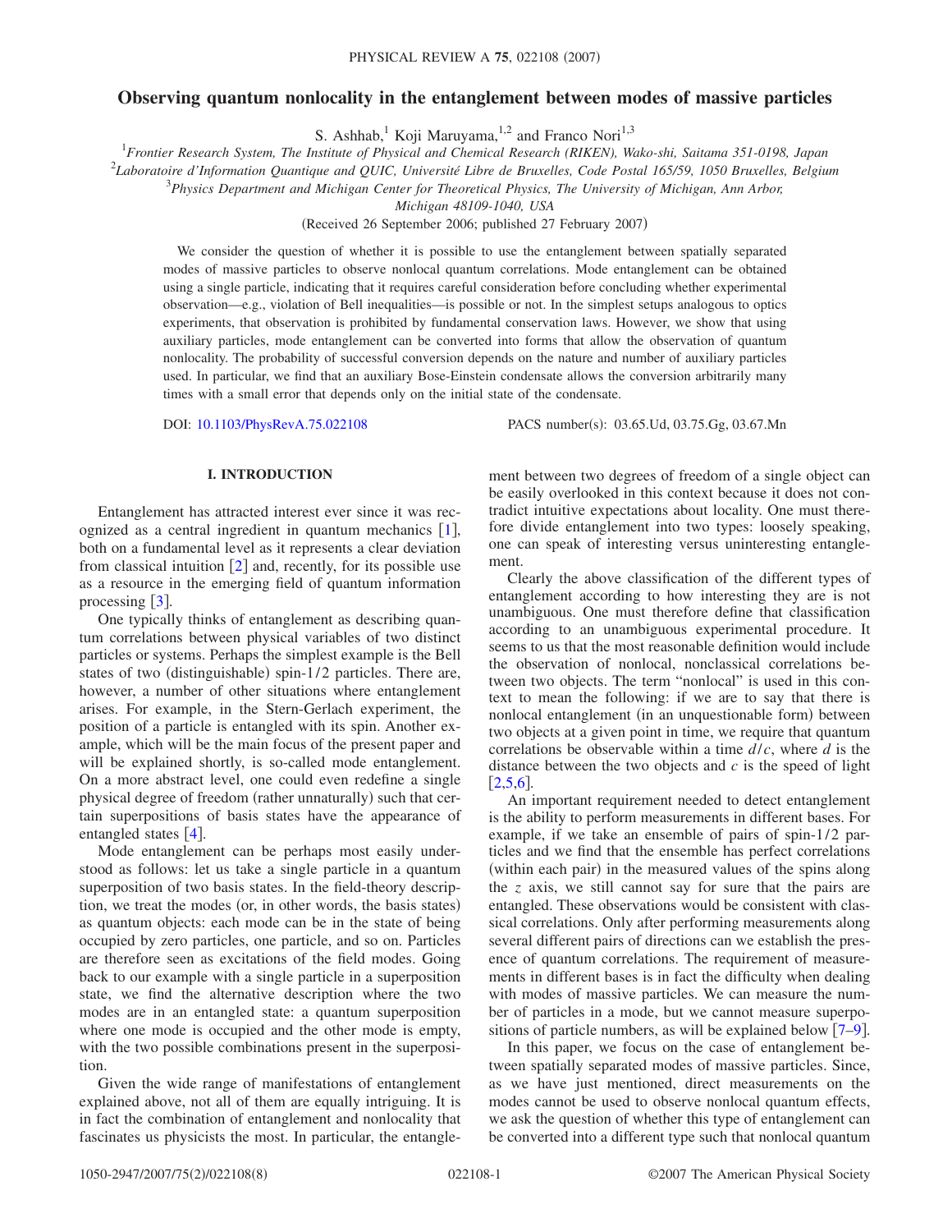# Observing quantum nonlocality in the entanglement between modes of massive particles

S. Ashhab,[1] Koji Maruyama,[1,2] and Franco Nori[1,3]

[1]*Frontier Research System, The Institute of Physical and Chemical Research (RIKEN), Wako-shi, Saitama 351-0198, Japan*

[2]*Laboratoire d'Information Quantique and QUIC, Université Libre de Bruxelles, Code Postal 165/59, 1050 Bruxelles, Belgium*

[3]*Physics Department and Michigan Center for Theoretical Physics, The University of Michigan, Ann Arbor, Michigan 48109-1040, USA*

(Received 26 September 2006; published 27 February 2007)

We consider the question of whether it is possible to use the entanglement between spatially separated modes of massive particles to observe nonlocal quantum correlations. Mode entanglement can be obtained using a single particle, indicating that it requires careful consideration before concluding whether experimental observation—e.g., violation of Bell inequalities—is possible or not. In the simplest setups analogous to optics experiments, that observation is prohibited by fundamental conservation laws. However, we show that using auxiliary particles, mode entanglement can be converted into forms that allow the observation of quantum nonlocality. The probability of successful conversion depends on the nature and number of auxiliary particles used. In particular, we find that an auxiliary Bose-Einstein condensate allows the conversion arbitrarily many times with a small error that depends only on the initial state of the condensate.

DOI: 10.1103/PhysRevA.75.022108 PACS number(s): 03.65.Ud, 03.75.Gg, 03.67.Mn

## I. INTRODUCTION

Entanglement has attracted interest ever since it was recognized as a central ingredient in quantum mechanics [1], both on a fundamental level as it represents a clear deviation from classical intuition [2] and, recently, for its possible use as a resource in the emerging field of quantum information processing [3].

One typically thinks of entanglement as describing quantum correlations between physical variables of two distinct particles or systems. Perhaps the simplest example is the Bell states of two (distinguishable) spin-1/2 particles. There are, however, a number of other situations where entanglement arises. For example, in the Stern-Gerlach experiment, the position of a particle is entangled with its spin. Another example, which will be the main focus of the present paper and will be explained shortly, is so-called mode entanglement. On a more abstract level, one could even redefine a single physical degree of freedom (rather unnaturally) such that certain superpositions of basis states have the appearance of entangled states [4].

Mode entanglement can be perhaps most easily understood as follows: let us take a single particle in a quantum superposition of two basis states. In the field-theory description, we treat the modes (or, in other words, the basis states) as quantum objects: each mode can be in the state of being occupied by zero particles, one particle, and so on. Particles are therefore seen as excitations of the field modes. Going back to our example with a single particle in a superposition state, we find the alternative description where the two modes are in an entangled state: a quantum superposition where one mode is occupied and the other mode is empty, with the two possible combinations present in the superposition.

Given the wide range of manifestations of entanglement explained above, not all of them are equally intriguing. It is in fact the combination of entanglement and nonlocality that fascinates us physicists the most. In particular, the entanglement between two degrees of freedom of a single object can be easily overlooked in this context because it does not contradict intuitive expectations about locality. One must therefore divide entanglement into two types: loosely speaking, one can speak of interesting versus uninteresting entanglement.

Clearly the above classification of the different types of entanglement according to how interesting they are is not unambiguous. One must therefore define that classification according to an unambiguous experimental procedure. It seems to us that the most reasonable definition would include the observation of nonlocal, nonclassical correlations between two objects. The term "nonlocal" is used in this context to mean the following: if we are to say that there is nonlocal entanglement (in an unquestionable form) between two objects at a given point in time, we require that quantum correlations be observable within a time $d/c$, where $d$ is the distance between the two objects and $c$ is the speed of light [2,5,6].

An important requirement needed to detect entanglement is the ability to perform measurements in different bases. For example, if we take an ensemble of pairs of spin-1/2 particles and we find that the ensemble has perfect correlations (within each pair) in the measured values of the spins along the $z$ axis, we still cannot say for sure that the pairs are entangled. These observations would be consistent with classical correlations. Only after performing measurements along several different pairs of directions can we establish the presence of quantum correlations. The requirement of measurements in different bases is in fact the difficulty when dealing with modes of massive particles. We can measure the number of particles in a mode, but we cannot measure superpositions of particle numbers, as will be explained below [7–9].

In this paper, we focus on the case of entanglement between spatially separated modes of massive particles. Since, as we have just mentioned, direct measurements on the modes cannot be used to observe nonlocal quantum effects, we ask the question of whether this type of entanglement can be converted into a different type such that nonlocal quantum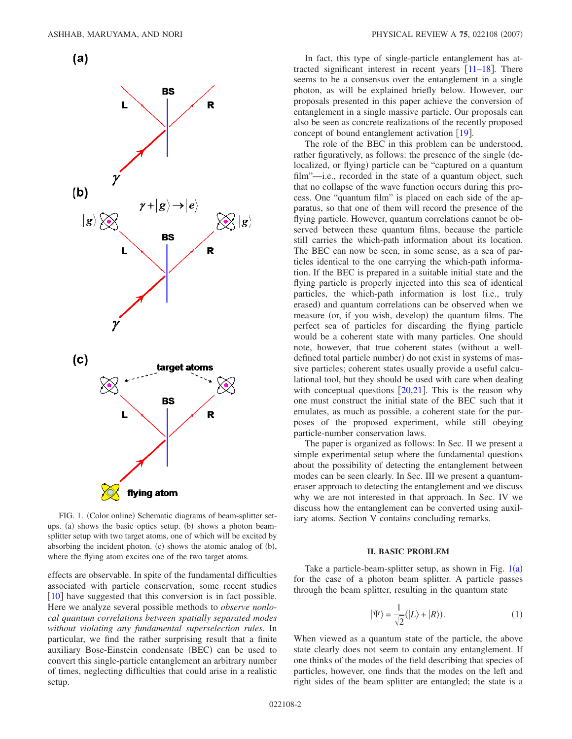FIG. 1. (Color online) Schematic diagrams of beam-splitter setups. (a) shows the basic optics setup. (b) shows a photon beam-splitter setup with two target atoms, one of which will be excited by absorbing the incident photon. (c) shows the atomic analog of (b), where the flying atom excites one of the two target atoms.

effects are observable. In spite of the fundamental difficulties associated with particle conservation, some recent studies [10] have suggested that this conversion is in fact possible. Here we analyze several possible methods to *observe nonlocal quantum correlations between spatially separated modes without violating any fundamental superselection rules*. In particular, we find the rather surprising result that a finite auxiliary Bose-Einstein condensate (BEC) can be used to convert this single-particle entanglement an arbitrary number of times, neglecting difficulties that could arise in a realistic setup.

In fact, this type of single-particle entanglement has attracted significant interest in recent years [11–18]. There seems to be a consensus over the entanglement in a single photon, as will be explained briefly below. However, our proposals presented in this paper achieve the conversion of entanglement in a single massive particle. Our proposals can also be seen as concrete realizations of the recently proposed concept of bound entanglement activation [19].

The role of the BEC in this problem can be understood, rather figuratively, as follows: the presence of the single (delocalized, or flying) particle can be "captured on a quantum film"—i.e., recorded in the state of a quantum object, such that no collapse of the wave function occurs during this process. One "quantum film" is placed on each side of the apparatus, so that one of them will record the presence of the flying particle. However, quantum correlations cannot be observed between these quantum films, because the particle still carries the which-path information about its location. The BEC can now be seen, in some sense, as a sea of particles identical to the one carrying the which-path information. If the BEC is prepared in a suitable initial state and the flying particle is properly injected into this sea of identical particles, the which-path information is lost (i.e., truly erased) and quantum correlations can be observed when we measure (or, if you wish, develop) the quantum films. The perfect sea of particles for discarding the flying particle would be a coherent state with many particles. One should note, however, that true coherent states (without a well-defined total particle number) do not exist in systems of massive particles; coherent states usually provide a useful calculational tool, but they should be used with care when dealing with conceptual questions [20,21]. This is the reason why one must construct the initial state of the BEC such that it emulates, as much as possible, a coherent state for the purposes of the proposed experiment, while still obeying particle-number conservation laws.

The paper is organized as follows: In Sec. II we present a simple experimental setup where the fundamental questions about the possibility of detecting the entanglement between modes can be seen clearly. In Sec. III we present a quantum-eraser approach to detecting the entanglement and we discuss why we are not interested in that approach. In Sec. IV we discuss how the entanglement can be converted using auxiliary atoms. Section V contains concluding remarks.

## II. BASIC PROBLEM

Take a particle-beam-splitter setup, as shown in Fig. 1(a) for the case of a photon beam splitter. A particle passes through the beam splitter, resulting in the quantum state

$$|\Psi\rangle = \frac{1}{\sqrt{2}}(|L\rangle + |R\rangle). \tag{1}$$

When viewed as a quantum state of the particle, the above state clearly does not seem to contain any entanglement. If one thinks of the modes of the field describing that species of particles, however, one finds that the modes on the left and right sides of the beam splitter are entangled; the state is a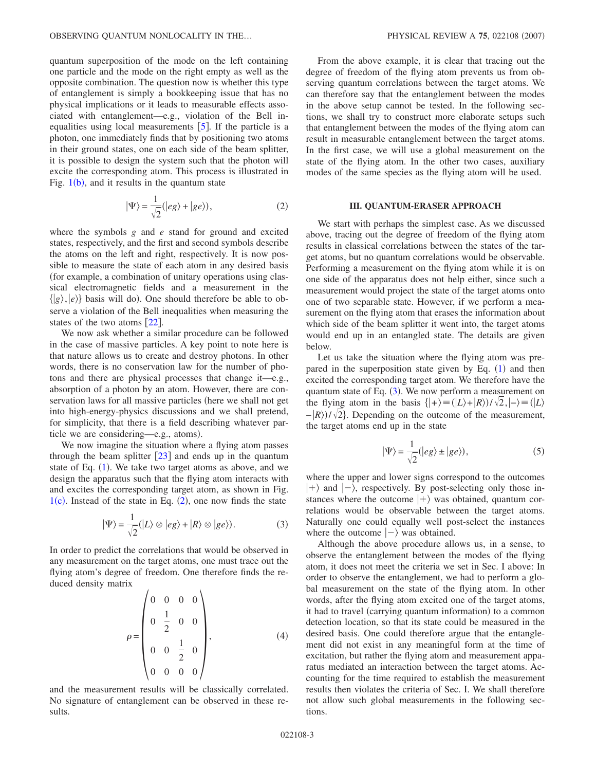quantum superposition of the mode on the left containing one particle and the mode on the right empty as well as the opposite combination. The question now is whether this type of entanglement is simply a bookkeeping issue that has no physical implications or it leads to measurable effects associated with entanglement—e.g., violation of the Bell inequalities using local measurements [5]. If the particle is a photon, one immediately finds that by positioning two atoms in their ground states, one on each side of the beam splitter, it is possible to design the system such that the photon will excite the corresponding atom. This process is illustrated in Fig. 1(b), and it results in the quantum state

$$|\Psi\rangle = \frac{1}{\sqrt{2}}(|eg\rangle + |ge\rangle), \tag{2}$$

where the symbols $g$ and $e$ stand for ground and excited states, respectively, and the first and second symbols describe the atoms on the left and right, respectively. It is now possible to measure the state of each atom in any desired basis (for example, a combination of unitary operations using classical electromagnetic fields and a measurement in the $\{|g\rangle, |e\rangle\}$ basis will do). One should therefore be able to observe a violation of the Bell inequalities when measuring the states of the two atoms [22].

We now ask whether a similar procedure can be followed in the case of massive particles. A key point to note here is that nature allows us to create and destroy photons. In other words, there is no conservation law for the number of photons and there are physical processes that change it—e.g., absorption of a photon by an atom. However, there are conservation laws for all massive particles (here we shall not get into high-energy-physics discussions and we shall pretend, for simplicity, that there is a field describing whatever particle we are considering—e.g., atoms).

We now imagine the situation where a flying atom passes through the beam splitter [23] and ends up in the quantum state of Eq. (1). We take two target atoms as above, and we design the apparatus such that the flying atom interacts with and excites the corresponding target atom, as shown in Fig. 1(c). Instead of the state in Eq. (2), one now finds the state

$$|\Psi\rangle = \frac{1}{\sqrt{2}}(|L\rangle \otimes |eg\rangle + |R\rangle \otimes |ge\rangle). \tag{3}$$

In order to predict the correlations that would be observed in any measurement on the target atoms, one must trace out the flying atom's degree of freedom. One therefore finds the reduced density matrix

$$\rho = \begin{pmatrix} 0 & 0 & 0 & 0 \\ 0 & \frac{1}{2} & 0 & 0 \\ 0 & 0 & \frac{1}{2} & 0 \\ 0 & 0 & 0 & 0 \end{pmatrix}, \tag{4}$$

and the measurement results will be classically correlated. No signature of entanglement can be observed in these results.

From the above example, it is clear that tracing out the degree of freedom of the flying atom prevents us from observing quantum correlations between the target atoms. We can therefore say that the entanglement between the modes in the above setup cannot be tested. In the following sections, we shall try to construct more elaborate setups such that entanglement between the modes of the flying atom can result in measurable entanglement between the target atoms. In the first case, we will use a global measurement on the state of the flying atom. In the other two cases, auxiliary modes of the same species as the flying atom will be used.

## III. QUANTUM-ERASER APPROACH

We start with perhaps the simplest case. As we discussed above, tracing out the degree of freedom of the flying atom results in classical correlations between the states of the target atoms, but no quantum correlations would be observable. Performing a measurement on the flying atom while it is on one side of the apparatus does not help either, since such a measurement would project the state of the target atoms onto one of two separable state. However, if we perform a measurement on the flying atom that erases the information about which side of the beam splitter it went into, the target atoms would end up in an entangled state. The details are given below.

Let us take the situation where the flying atom was prepared in the superposition state given by Eq. (1) and then excited the corresponding target atom. We therefore have the quantum state of Eq. (3). We now perform a measurement on the flying atom in the basis $\{|+\rangle \equiv (|L\rangle + |R\rangle)/\sqrt{2}, |-\rangle \equiv (|L\rangle - |R\rangle)/\sqrt{2}\}$. Depending on the outcome of the measurement, the target atoms end up in the state

$$|\Psi\rangle = \frac{1}{\sqrt{2}}(|eg\rangle \pm |ge\rangle), \tag{5}$$

where the upper and lower signs correspond to the outcomes $|+\rangle$ and $|-\rangle$, respectively. By post-selecting only those instances where the outcome $|+\rangle$ was obtained, quantum correlations would be observable between the target atoms. Naturally one could equally well post-select the instances where the outcome $|-\rangle$ was obtained.

Although the above procedure allows us, in a sense, to observe the entanglement between the modes of the flying atom, it does not meet the criteria we set in Sec. I above: In order to observe the entanglement, we had to perform a global measurement on the state of the flying atom. In other words, after the flying atom excited one of the target atoms, it had to travel (carrying quantum information) to a common detection location, so that its state could be measured in the desired basis. One could therefore argue that the entanglement did not exist in any meaningful form at the time of excitation, but rather the flying atom and measurement apparatus mediated an interaction between the target atoms. Accounting for the time required to establish the measurement results then violates the criteria of Sec. I. We shall therefore not allow such global measurements in the following sections.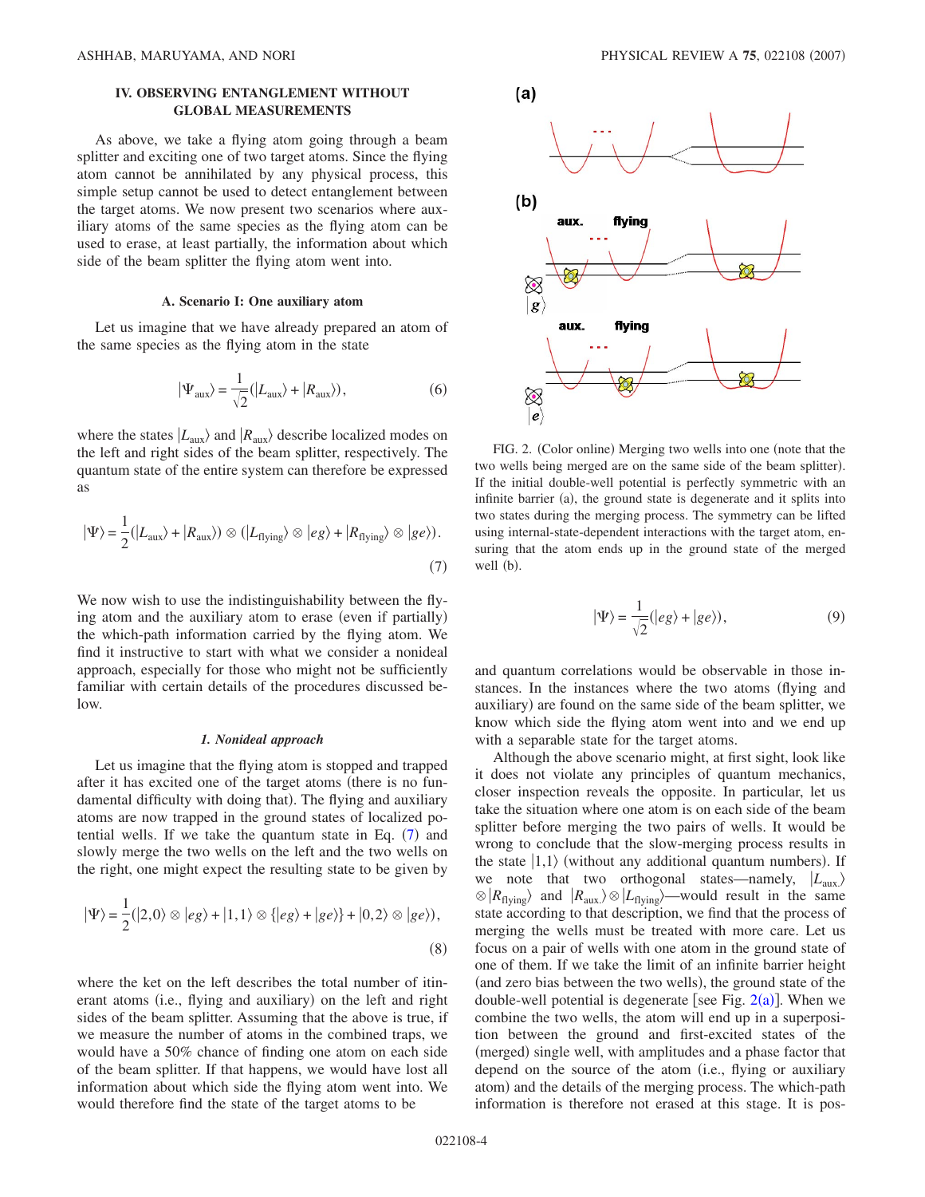## IV. OBSERVING ENTANGLEMENT WITHOUT GLOBAL MEASUREMENTS

As above, we take a flying atom going through a beam splitter and exciting one of two target atoms. Since the flying atom cannot be annihilated by any physical process, this simple setup cannot be used to detect entanglement between the target atoms. We now present two scenarios where auxiliary atoms of the same species as the flying atom can be used to erase, at least partially, the information about which side of the beam splitter the flying atom went into.

### A. Scenario I: One auxiliary atom

Let us imagine that we have already prepared an atom of the same species as the flying atom in the state

$$|\Psi_{\mathrm{aux}}\rangle = \frac{1}{\sqrt{2}}(|L_{\mathrm{aux}}\rangle + |R_{\mathrm{aux}}\rangle), \tag{6}$$

where the states $|L_{\mathrm{aux}}\rangle$ and $|R_{\mathrm{aux}}\rangle$ describe localized modes on the left and right sides of the beam splitter, respectively. The quantum state of the entire system can therefore be expressed as

$$|\Psi\rangle = \frac{1}{2}(|L_{\mathrm{aux}}\rangle + |R_{\mathrm{aux}}\rangle) \otimes (|L_{\mathrm{flying}}\rangle \otimes |eg\rangle + |R_{\mathrm{flying}}\rangle \otimes |ge\rangle). \tag{7}$$

We now wish to use the indistinguishability between the flying atom and the auxiliary atom to erase (even if partially) the which-path information carried by the flying atom. We find it instructive to start with what we consider a nonideal approach, especially for those who might not be sufficiently familiar with certain details of the procedures discussed below.

#### *1. Nonideal approach*

Let us imagine that the flying atom is stopped and trapped after it has excited one of the target atoms (there is no fundamental difficulty with doing that). The flying and auxiliary atoms are now trapped in the ground states of localized potential wells. If we take the quantum state in Eq. (7) and slowly merge the two wells on the left and the two wells on the right, one might expect the resulting state to be given by

$$|\Psi\rangle = \frac{1}{2}(|2,0\rangle \otimes |eg\rangle + |1,1\rangle \otimes \{|eg\rangle + |ge\rangle\} + |0,2\rangle \otimes |ge\rangle), \tag{8}$$

where the ket on the left describes the total number of itinerant atoms (i.e., flying and auxiliary) on the left and right sides of the beam splitter. Assuming that the above is true, if we measure the number of atoms in the combined traps, we would have a 50% chance of finding one atom on each side of the beam splitter. If that happens, we would have lost all information about which side the flying atom went into. We would therefore find the state of the target atoms to be

$$|\Psi\rangle = \frac{1}{\sqrt{2}}(|eg\rangle + |ge\rangle), \tag{9}$$

and quantum correlations would be observable in those instances. In the instances where the two atoms (flying and auxiliary) are found on the same side of the beam splitter, we know which side the flying atom went into and we end up with a separable state for the target atoms.

Although the above scenario might, at first sight, look like it does not violate any principles of quantum mechanics, closer inspection reveals the opposite. In particular, let us take the situation where one atom is on each side of the beam splitter before merging the two pairs of wells. It would be wrong to conclude that the slow-merging process results in the state $|1,1\rangle$ (without any additional quantum numbers). If we note that two orthogonal states—namely, $|L_{\mathrm{aux}}\rangle \otimes |R_{\mathrm{flying}}\rangle$ and $|R_{\mathrm{aux}}\rangle \otimes |L_{\mathrm{flying}}\rangle$—would result in the same state according to that description, we find that the process of merging the wells must be treated with more care. Let us focus on a pair of wells with one atom in the ground state of one of them. If we take the limit of an infinite barrier height (and zero bias between the two wells), the ground state of the double-well potential is degenerate [see Fig. 2(a)]. When we combine the two wells, the atom will end up in a superposition between the ground and first-excited states of the (merged) single well, with amplitudes and a phase factor that depend on the source of the atom (i.e., flying or auxiliary atom) and the details of the merging process. The which-path information is therefore not erased at this stage. It is pos-

FIG. 2. (Color online) Merging two wells into one (note that the two wells being merged are on the same side of the beam splitter). If the initial double-well potential is perfectly symmetric with an infinite barrier (a), the ground state is degenerate and it splits into two states during the merging process. The symmetry can be lifted using internal-state-dependent interactions with the target atom, ensuring that the atom ends up in the ground state of the merged well (b).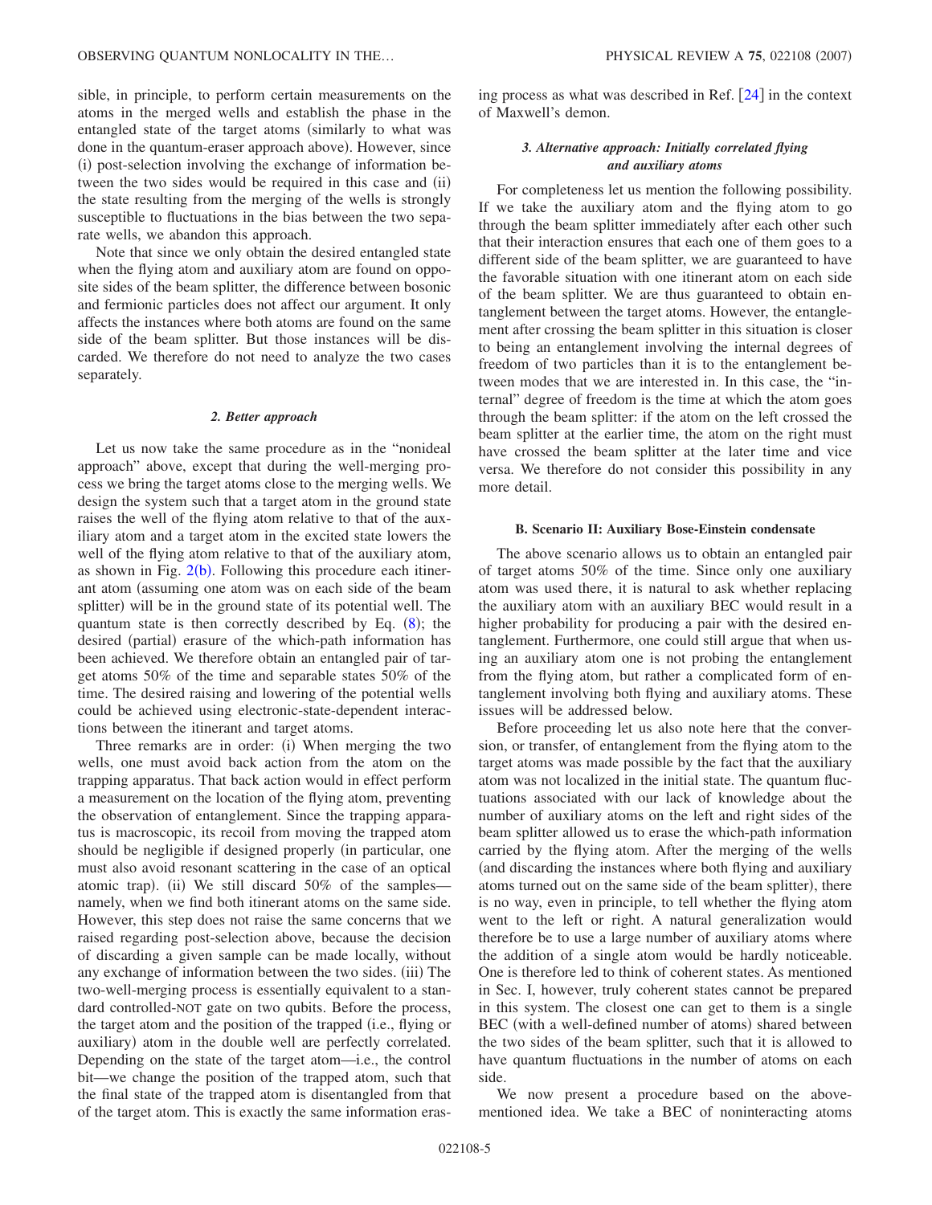sible, in principle, to perform certain measurements on the atoms in the merged wells and establish the phase in the entangled state of the target atoms (similarly to what was done in the quantum-eraser approach above). However, since (i) post-selection involving the exchange of information between the two sides would be required in this case and (ii) the state resulting from the merging of the wells is strongly susceptible to fluctuations in the bias between the two separate wells, we abandon this approach.

Note that since we only obtain the desired entangled state when the flying atom and auxiliary atom are found on opposite sides of the beam splitter, the difference between bosonic and fermionic particles does not affect our argument. It only affects the instances where both atoms are found on the same side of the beam splitter. But those instances will be discarded. We therefore do not need to analyze the two cases separately.

#### *2. Better approach*

Let us now take the same procedure as in the "nonideal approach" above, except that during the well-merging process we bring the target atoms close to the merging wells. We design the system such that a target atom in the ground state raises the well of the flying atom relative to that of the auxiliary atom and a target atom in the excited state lowers the well of the flying atom relative to that of the auxiliary atom, as shown in Fig. 2(b). Following this procedure each itinerant atom (assuming one atom was on each side of the beam splitter) will be in the ground state of its potential well. The quantum state is then correctly described by Eq. (8); the desired (partial) erasure of the which-path information has been achieved. We therefore obtain an entangled pair of target atoms 50% of the time and separable states 50% of the time. The desired raising and lowering of the potential wells could be achieved using electronic-state-dependent interactions between the itinerant and target atoms.

Three remarks are in order: (i) When merging the two wells, one must avoid back action from the atom on the trapping apparatus. That back action would in effect perform a measurement on the location of the flying atom, preventing the observation of entanglement. Since the trapping apparatus is macroscopic, its recoil from moving the trapped atom should be negligible if designed properly (in particular, one must also avoid resonant scattering in the case of an optical atomic trap). (ii) We still discard 50% of the samples—namely, when we find both itinerant atoms on the same side. However, this step does not raise the same concerns that we raised regarding post-selection above, because the decision of discarding a given sample can be made locally, without any exchange of information between the two sides. (iii) The two-well-merging process is essentially equivalent to a standard controlled-NOT gate on two qubits. Before the process, the target atom and the position of the trapped (i.e., flying or auxiliary) atom in the double well are perfectly correlated. Depending on the state of the target atom—i.e., the control bit—we change the position of the trapped atom, such that the final state of the trapped atom is disentangled from that of the target atom. This is exactly the same information erasing process as what was described in Ref. [24] in the context of Maxwell's demon.

#### *3. Alternative approach: Initially correlated flying and auxiliary atoms*

For completeness let us mention the following possibility. If we take the auxiliary atom and the flying atom to go through the beam splitter immediately after each other such that their interaction ensures that each one of them goes to a different side of the beam splitter, we are guaranteed to have the favorable situation with one itinerant atom on each side of the beam splitter. We are thus guaranteed to obtain entanglement between the target atoms. However, the entanglement after crossing the beam splitter in this situation is closer to being an entanglement involving the internal degrees of freedom of two particles than it is to the entanglement between modes that we are interested in. In this case, the "internal" degree of freedom is the time at which the atom goes through the beam splitter: if the atom on the left crossed the beam splitter at the earlier time, the atom on the right must have crossed the beam splitter at the later time and vice versa. We therefore do not consider this possibility in any more detail.

### B. Scenario II: Auxiliary Bose-Einstein condensate

The above scenario allows us to obtain an entangled pair of target atoms 50% of the time. Since only one auxiliary atom was used there, it is natural to ask whether replacing the auxiliary atom with an auxiliary BEC would result in a higher probability for producing a pair with the desired entanglement. Furthermore, one could still argue that when using an auxiliary atom one is not probing the entanglement from the flying atom, but rather a complicated form of entanglement involving both flying and auxiliary atoms. These issues will be addressed below.

Before proceeding let us also note here that the conversion, or transfer, of entanglement from the flying atom to the target atoms was made possible by the fact that the auxiliary atom was not localized in the initial state. The quantum fluctuations associated with our lack of knowledge about the number of auxiliary atoms on the left and right sides of the beam splitter allowed us to erase the which-path information carried by the flying atom. After the merging of the wells (and discarding the instances where both flying and auxiliary atoms turned out on the same side of the beam splitter), there is no way, even in principle, to tell whether the flying atom went to the left or right. A natural generalization would therefore be to use a large number of auxiliary atoms where the addition of a single atom would be hardly noticeable. One is therefore led to think of coherent states. As mentioned in Sec. I, however, truly coherent states cannot be prepared in this system. The closest one can get to them is a single BEC (with a well-defined number of atoms) shared between the two sides of the beam splitter, such that it is allowed to have quantum fluctuations in the number of atoms on each side.

We now present a procedure based on the above-mentioned idea. We take a BEC of noninteracting atoms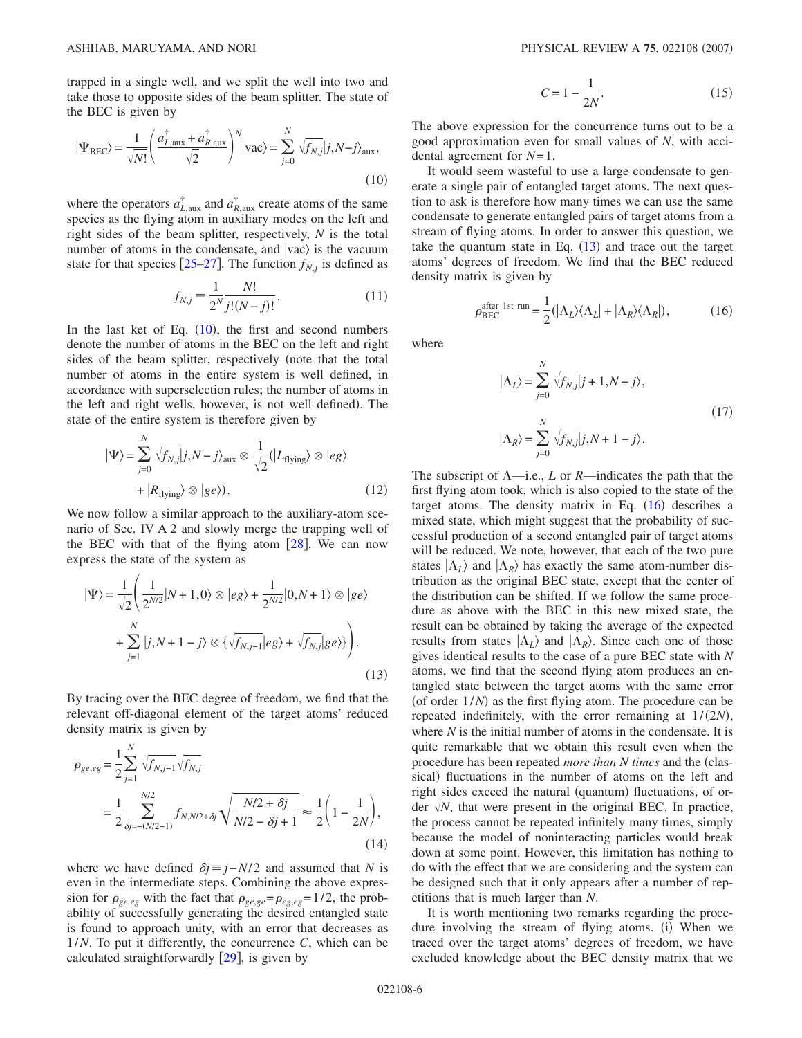trapped in a single well, and we split the well into two and take those to opposite sides of the beam splitter. The state of the BEC is given by

$$|\Psi_{\rm BEC}\rangle = \frac{1}{\sqrt{N!}}\left(\frac{a^{\dagger}_{L,\rm aux}+a^{\dagger}_{R,\rm aux}}{\sqrt{2}}\right)^N|{\rm vac}\rangle = \sum_{j=0}^{N}\sqrt{f_{N,j}}|j,N-j\rangle_{\rm aux}, \tag{10}$$

where the operators $a^{\dagger}_{L,\rm aux}$ and $a^{\dagger}_{R,\rm aux}$ create atoms of the same species as the flying atom in auxiliary modes on the left and right sides of the beam splitter, respectively, $N$ is the total number of atoms in the condensate, and $|{\rm vac}\rangle$ is the vacuum state for that species [25–27]. The function $f_{N,j}$ is defined as

$$f_{N,j} \equiv \frac{1}{2^N}\frac{N!}{j!(N-j)!}. \tag{11}$$

In the last ket of Eq. (10), the first and second numbers denote the number of atoms in the BEC on the left and right sides of the beam splitter, respectively (note that the total number of atoms in the entire system is well defined, in accordance with superselection rules; the number of atoms in the left and right wells, however, is not well defined). The state of the entire system is therefore given by

$$|\Psi\rangle = \sum_{j=0}^{N}\sqrt{f_{N,j}}|j,N-j\rangle_{\rm aux}\otimes\frac{1}{\sqrt{2}}(|L_{\rm flying}\rangle\otimes|eg\rangle + |R_{\rm flying}\rangle\otimes|ge\rangle). \tag{12}$$

We now follow a similar approach to the auxiliary-atom scenario of Sec. IV A 2 and slowly merge the trapping well of the BEC with that of the flying atom [28]. We can now express the state of the system as

$$|\Psi\rangle = \frac{1}{\sqrt{2}}\left(\frac{1}{2^{N/2}}|N+1,0\rangle\otimes|eg\rangle + \frac{1}{2^{N/2}}|0,N+1\rangle\otimes|ge\rangle + \sum_{j=1}^{N}|j,N+1-j\rangle\otimes\{\sqrt{f_{N,j-1}}|eg\rangle+\sqrt{f_{N,j}}|ge\rangle\}\right). \tag{13}$$

By tracing over the BEC degree of freedom, we find that the relevant off-diagonal element of the target atoms' reduced density matrix is given by

$$\rho_{ge,eg} = \frac{1}{2}\sum_{j=1}^{N}\sqrt{f_{N,j-1}}\sqrt{f_{N,j}} = \frac{1}{2}\sum_{\delta j=-(N/2-1)}^{N/2} f_{N,N/2+\delta j}\sqrt{\frac{N/2+\delta j}{N/2-\delta j+1}} \approx \frac{1}{2}\left(1-\frac{1}{2N}\right), \tag{14}$$

where we have defined $\delta j \equiv j - N/2$ and assumed that $N$ is even in the intermediate steps. Combining the above expression for $\rho_{ge,eg}$ with the fact that $\rho_{ge,ge}=\rho_{eg,eg}=1/2$, the probability of successfully generating the desired entangled state is found to approach unity, with an error that decreases as $1/N$. To put it differently, the concurrence $C$, which can be calculated straightforwardly [29], is given by

$$C = 1 - \frac{1}{2N}. \tag{15}$$

The above expression for the concurrence turns out to be a good approximation even for small values of $N$, with accidental agreement for $N=1$.

It would seem wasteful to use a large condensate to generate a single pair of entangled target atoms. The next question to ask is therefore how many times we can use the same condensate to generate entangled pairs of target atoms from a stream of flying atoms. In order to answer this question, we take the quantum state in Eq. (13) and trace out the target atoms' degrees of freedom. We find that the BEC reduced density matrix is given by

$$\rho_{\rm BEC}^{\text{after 1st run}} = \frac{1}{2}(|\Lambda_L\rangle\langle\Lambda_L| + |\Lambda_R\rangle\langle\Lambda_R|), \tag{16}$$

where

$$|\Lambda_L\rangle = \sum_{j=0}^{N}\sqrt{f_{N,j}}|j+1,N-j\rangle,$$
$$|\Lambda_R\rangle = \sum_{j=0}^{N}\sqrt{f_{N,j}}|j,N+1-j\rangle. \tag{17}$$

The subscript of $\Lambda$—i.e., $L$ or $R$—indicates the path that the first flying atom took, which is also copied to the state of the target atoms. The density matrix in Eq. (16) describes a mixed state, which might suggest that the probability of successful production of a second entangled pair of target atoms will be reduced. We note, however, that each of the two pure states $|\Lambda_L\rangle$ and $|\Lambda_R\rangle$ has exactly the same atom-number distribution as the original BEC state, except that the center of the distribution can be shifted. If we follow the same procedure as above with the BEC in this new mixed state, the result can be obtained by taking the average of the expected results from states $|\Lambda_L\rangle$ and $|\Lambda_R\rangle$. Since each one of those gives identical results to the case of a pure BEC state with $N$ atoms, we find that the second flying atom produces an entangled state between the target atoms with the same error (of order $1/N$) as the first flying atom. The procedure can be repeated indefinitely, with the error remaining at $1/(2N)$, where $N$ is the initial number of atoms in the condensate. It is quite remarkable that we obtain this result even when the procedure has been repeated *more than N times* and the (classical) fluctuations in the number of atoms on the left and right sides exceed the natural (quantum) fluctuations, of order $\sqrt{N}$, that were present in the original BEC. In practice, the process cannot be repeated infinitely many times, simply because the model of noninteracting particles would break down at some point. However, this limitation has nothing to do with the effect that we are considering and the system can be designed such that it only appears after a number of repetitions that is much larger than $N$.

It is worth mentioning two remarks regarding the procedure involving the stream of flying atoms. (i) When we traced over the target atoms' degrees of freedom, we have excluded knowledge about the BEC density matrix that we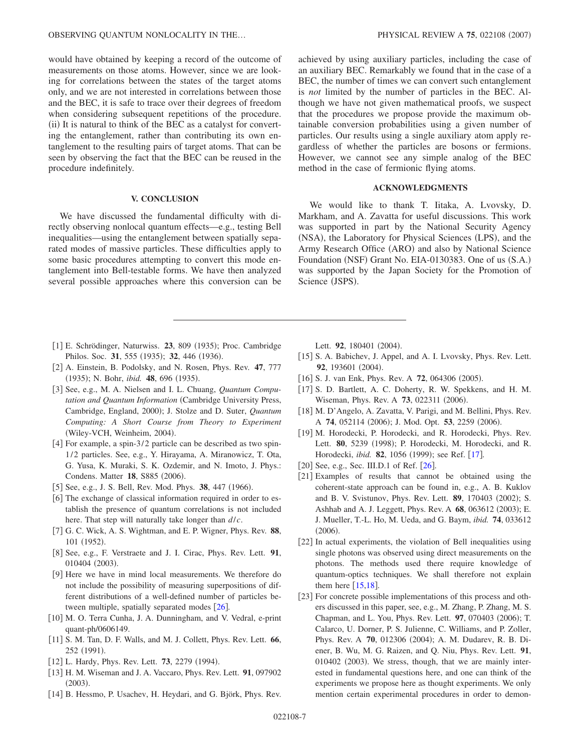would have obtained by keeping a record of the outcome of measurements on those atoms. However, since we are looking for correlations between the states of the target atoms only, and we are not interested in correlations between those and the BEC, it is safe to trace over their degrees of freedom when considering subsequent repetitions of the procedure. (ii) It is natural to think of the BEC as a catalyst for converting the entanglement, rather than contributing its own entanglement to the resulting pairs of target atoms. That can be seen by observing the fact that the BEC can be reused in the procedure indefinitely.

## V. CONCLUSION

We have discussed the fundamental difficulty with directly observing nonlocal quantum effects—e.g., testing Bell inequalities—using the entanglement between spatially separated modes of massive particles. These difficulties apply to some basic procedures attempting to convert this mode entanglement into Bell-testable forms. We have then analyzed several possible approaches where this conversion can be achieved by using auxiliary particles, including the case of an auxiliary BEC. Remarkably we found that in the case of a BEC, the number of times we can convert such entanglement is *not* limited by the number of particles in the BEC. Although we have not given mathematical proofs, we suspect that the procedures we propose provide the maximum obtainable conversion probabilities using a given number of particles. Our results using a single auxiliary atom apply regardless of whether the particles are bosons or fermions. However, we cannot see any simple analog of the BEC method in the case of fermionic flying atoms.

## ACKNOWLEDGMENTS

We would like to thank T. Iitaka, A. Lvovsky, D. Markham, and A. Zavatta for useful discussions. This work was supported in part by the National Security Agency (NSA), the Laboratory for Physical Sciences (LPS), and the Army Research Office (ARO) and also by National Science Foundation (NSF) Grant No. EIA-0130383. One of us (S.A.) was supported by the Japan Society for the Promotion of Science (JSPS).

---

[1] E. Schrödinger, Naturwiss. **23**, 809 (1935); Proc. Cambridge Philos. Soc. **31**, 555 (1935); **32**, 446 (1936).

[2] A. Einstein, B. Podolsky, and N. Rosen, Phys. Rev. **47**, 777 (1935); N. Bohr, *ibid.* **48**, 696 (1935).

[3] See, e.g., M. A. Nielsen and I. L. Chuang, *Quantum Computation and Quantum Information* (Cambridge University Press, Cambridge, England, 2000); J. Stolze and D. Suter, *Quantum Computing: A Short Course from Theory to Experiment* (Wiley-VCH, Weinheim, 2004).

[4] For example, a spin-3/2 particle can be described as two spin-1/2 particles. See, e.g., Y. Hirayama, A. Miranowicz, T. Ota, G. Yusa, K. Muraki, S. K. Ozdemir, and N. Imoto, J. Phys.: Condens. Matter **18**, S885 (2006).

[5] See, e.g., J. S. Bell, Rev. Mod. Phys. **38**, 447 (1966).

[6] The exchange of classical information required in order to establish the presence of quantum correlations is not included here. That step will naturally take longer than $d/c$.

[7] G. C. Wick, A. S. Wightman, and E. P. Wigner, Phys. Rev. **88**, 101 (1952).

[8] See, e.g., F. Verstraete and J. I. Cirac, Phys. Rev. Lett. **91**, 010404 (2003).

[9] Here we have in mind local measurements. We therefore do not include the possibility of measuring superpositions of different distributions of a well-defined number of particles between multiple, spatially separated modes [26].

[10] M. O. Terra Cunha, J. A. Dunningham, and V. Vedral, e-print quant-ph/0606149.

[11] S. M. Tan, D. F. Walls, and M. J. Collett, Phys. Rev. Lett. **66**, 252 (1991).

[12] L. Hardy, Phys. Rev. Lett. **73**, 2279 (1994).

[13] H. M. Wiseman and J. A. Vaccaro, Phys. Rev. Lett. **91**, 097902 (2003).

[14] B. Hessmo, P. Usachev, H. Heydari, and G. Björk, Phys. Rev. Lett. **92**, 180401 (2004).

[15] S. A. Babichev, J. Appel, and A. I. Lvovsky, Phys. Rev. Lett. **92**, 193601 (2004).

[16] S. J. van Enk, Phys. Rev. A **72**, 064306 (2005).

[17] S. D. Bartlett, A. C. Doherty, R. W. Spekkens, and H. M. Wiseman, Phys. Rev. A **73**, 022311 (2006).

[18] M. D'Angelo, A. Zavatta, V. Parigi, and M. Bellini, Phys. Rev. A **74**, 052114 (2006); J. Mod. Opt. **53**, 2259 (2006).

[19] M. Horodecki, P. Horodecki, and R. Horodecki, Phys. Rev. Lett. **80**, 5239 (1998); P. Horodecki, M. Horodecki, and R. Horodecki, *ibid.* **82**, 1056 (1999); see Ref. [17].

[20] See, e.g., Sec. III.D.1 of Ref. [26].

[21] Examples of results that cannot be obtained using the coherent-state approach can be found in, e.g., A. B. Kuklov and B. V. Svistunov, Phys. Rev. Lett. **89**, 170403 (2002); S. Ashhab and A. J. Leggett, Phys. Rev. A **68**, 063612 (2003); E. J. Mueller, T.-L. Ho, M. Ueda, and G. Baym, *ibid.* **74**, 033612 (2006).

[22] In actual experiments, the violation of Bell inequalities using single photons was observed using direct measurements on the photons. The methods used there require knowledge of quantum-optics techniques. We shall therefore not explain them here [15,18].

[23] For concrete possible implementations of this process and others discussed in this paper, see, e.g., M. Zhang, P. Zhang, M. S. Chapman, and L. You, Phys. Rev. Lett. **97**, 070403 (2006); T. Calarco, U. Dorner, P. S. Julienne, C. Williams, and P. Zoller, Phys. Rev. A **70**, 012306 (2004); A. M. Dudarev, R. B. Diener, B. Wu, M. G. Raizen, and Q. Niu, Phys. Rev. Lett. **91**, 010402 (2003). We stress, though, that we are mainly interested in fundamental questions here, and one can think of the experiments we propose here as thought experiments. We only mention certain experimental procedures in order to demon-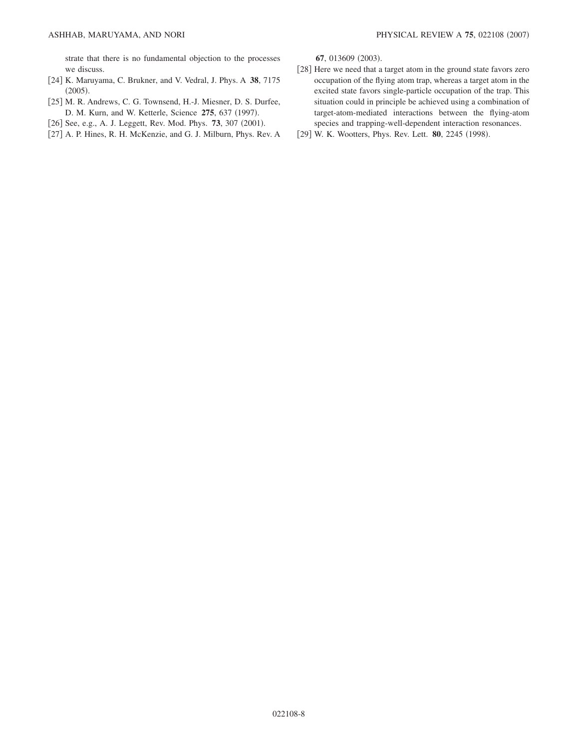strate that there is no fundamental objection to the processes we discuss.

[24] K. Maruyama, C. Brukner, and V. Vedral, J. Phys. A **38**, 7175 (2005).

[25] M. R. Andrews, C. G. Townsend, H.-J. Miesner, D. S. Durfee, D. M. Kurn, and W. Ketterle, Science **275**, 637 (1997).

[26] See, e.g., A. J. Leggett, Rev. Mod. Phys. **73**, 307 (2001).

[27] A. P. Hines, R. H. McKenzie, and G. J. Milburn, Phys. Rev. A **67**, 013609 (2003).

[28] Here we need that a target atom in the ground state favors zero occupation of the flying atom trap, whereas a target atom in the excited state favors single-particle occupation of the trap. This situation could in principle be achieved using a combination of target-atom-mediated interactions between the flying-atom species and trapping-well-dependent interaction resonances.

[29] W. K. Wootters, Phys. Rev. Lett. **80**, 2245 (1998).